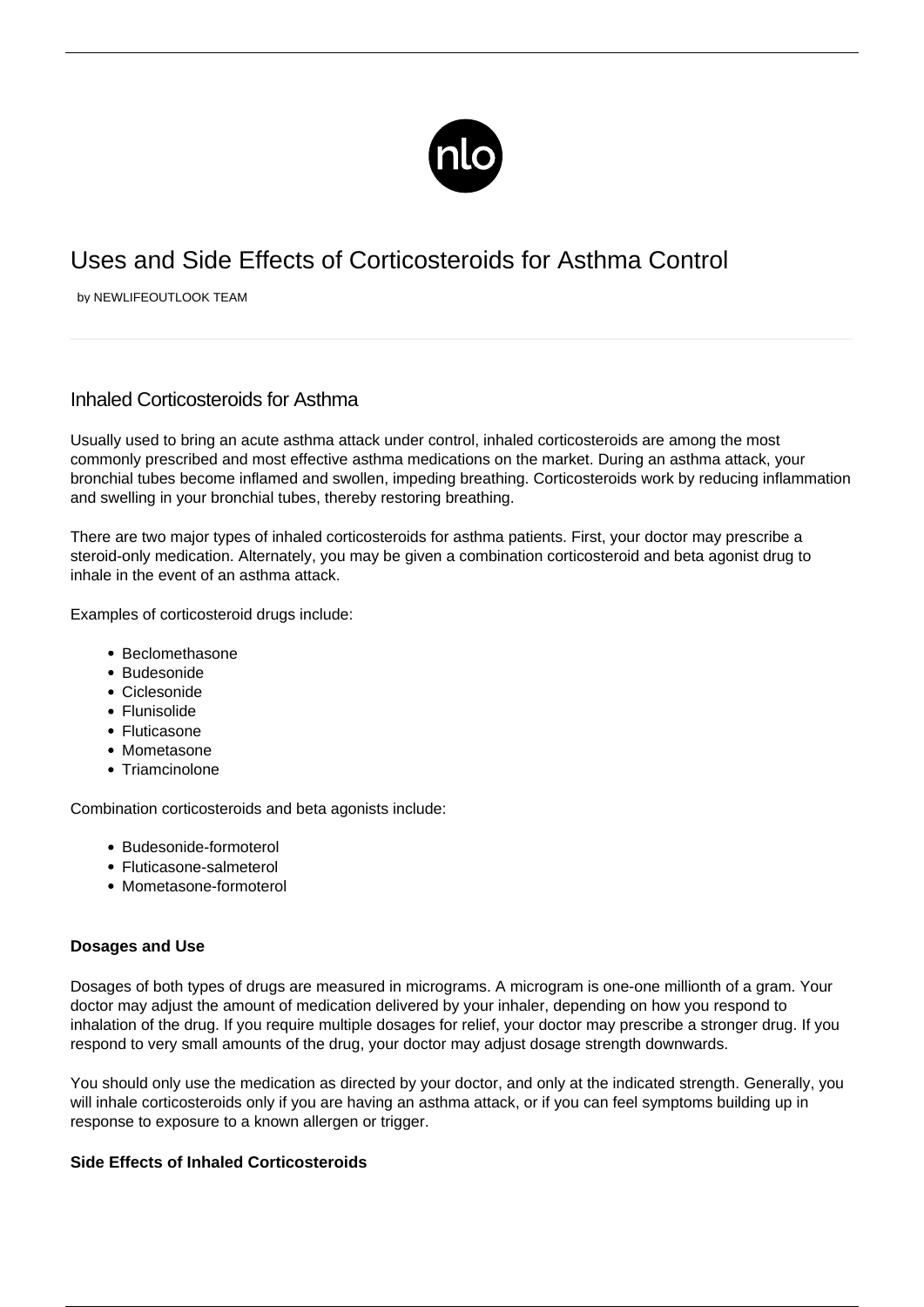# Uses and Side Effects of Corticosteroids for Asthma Control

by NEWLIFEOUTLOOK TEAM

## Inhaled Corticosteroids for Asthma

Usually used to bring an acute asthma attack under control, inhaled corticosteroids are among the most commonly prescribed and most effective asthma medications on the market. During an asthma attack, your bronchial tubes become inflamed and swollen, impeding breathing. Corticosteroids work by reducing inflammation and swelling in your bronchial tubes, thereby restoring breathing.

There are two major types of inhaled corticosteroids for asthma patients. First, your doctor may prescribe a steroid-only medication. Alternately, you may be given a combination corticosteroid and beta agonist drug to inhale in the event of an asthma attack.

Examples of corticosteroid drugs include:

- Beclomethasone
- Budesonide
- Ciclesonide
- Flunisolide
- Fluticasone
- Mometasone
- Triamcinolone

Combination corticosteroids and beta agonists include:

- Budesonide-formoterol
- Fluticasone-salmeterol
- Mometasone-formoterol

**Dosages and Use**

Dosages of both types of drugs are measured in micrograms. A microgram is one-one millionth of a gram. Your doctor may adjust the amount of medication delivered by your inhaler, depending on how you respond to inhalation of the drug. If you require multiple dosages for relief, your doctor may prescribe a stronger drug. If you respond to very small amounts of the drug, your doctor may adjust dosage strength downwards.

You should only use the medication as directed by your doctor, and only at the indicated strength. Generally, you will inhale corticosteroids only if you are having an asthma attack, or if you can feel symptoms building up in response to exposure to a known allergen or trigger.

**Side Effects of Inhaled Corticosteroids**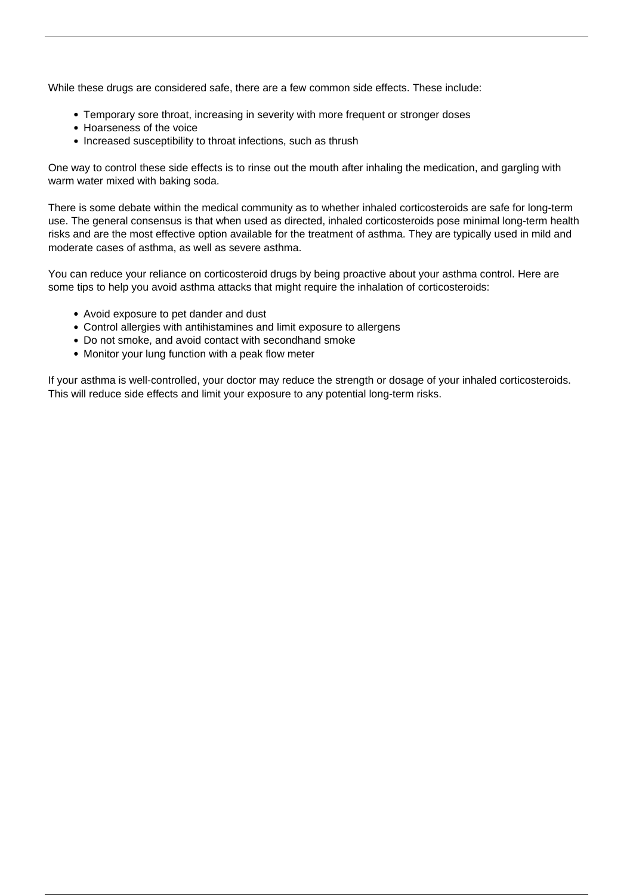While these drugs are considered safe, there are a few common side effects. These include:

- Temporary sore throat, increasing in severity with more frequent or stronger doses
- Hoarseness of the voice
- Increased susceptibility to throat infections, such as thrush

One way to control these side effects is to rinse out the mouth after inhaling the medication, and gargling with warm water mixed with baking soda.

There is some debate within the medical community as to whether inhaled corticosteroids are safe for long-term use. The general consensus is that when used as directed, inhaled corticosteroids pose minimal long-term health risks and are the most effective option available for the treatment of asthma. They are typically used in mild and moderate cases of asthma, as well as severe asthma.

You can reduce your reliance on corticosteroid drugs by being proactive about your asthma control. Here are some tips to help you avoid asthma attacks that might require the inhalation of corticosteroids:

- Avoid exposure to pet dander and dust
- Control allergies with antihistamines and limit exposure to allergens
- Do not smoke, and avoid contact with secondhand smoke
- Monitor your lung function with a peak flow meter

If your asthma is well-controlled, your doctor may reduce the strength or dosage of your inhaled corticosteroids. This will reduce side effects and limit your exposure to any potential long-term risks.